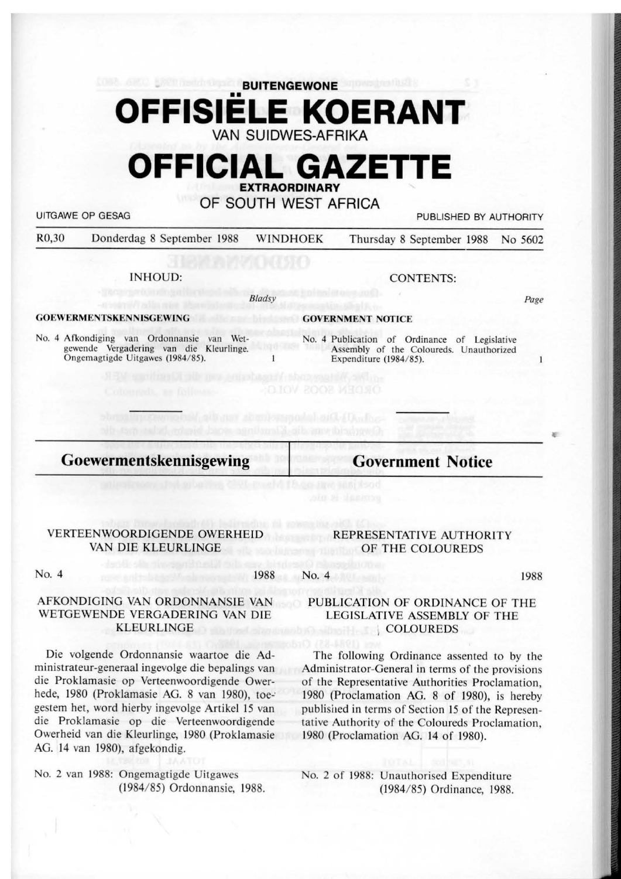BUITENGEWONE

# OFFISIËLE KOERANT

VAN SUIDWES-AFRIKA

# OFFICIAL GAZETTE

EXTRAORDINARY

OF SOUTH WEST AFRICA

UITGAWE OP GESAG — PUBLISHED BY AUTHORITY

R0,30 Donderdag 8 September 1988 WINDHOEK Thursday 8 September 1988 No 5602

INHOUD:

| | Bladsy |
|---|---|
| **GOEWERMENTSKENNISGEWING** | |
| No. 4 Afkondiging van Ordonnansie van Wetgewende Vergadering van die Kleurlinge. Ongemagtigde Uitgawes (1984/85). | 1 |

CONTENTS:

| | Page |
|---|---|
| **GOVERNMENT NOTICE** | |
| No. 4 Publication of Ordinance of Legislative Assembly of the Coloureds. Unauthorized Expenditure (1984/85). | 1 |

## Goewermentskennisgewing

VERTEENWOORDIGENDE OWERHEID VAN DIE KLEURLINGE

No. 4 1988

AFKONDIGING VAN ORDONNANSIE VAN WETGEWENDE VERGADERING VAN DIE KLEURLINGE

Die volgende Ordonnansie waartoe die Administrateur-generaal ingevolge die bepalings van die Proklamasie op Verteenwoordigende Owerhede, 1980 (Proklamasie AG. 8 van 1980), toegestem het, word hierby ingevolge Artikel 15 van die Proklamasie op die Verteenwoordigende Owerheid van die Kleurlinge, 1980 (Proklamasie AG. 14 van 1980), afgekondig.

No. 2 van 1988: Ongemagtigde Uitgawes (1984/85) Ordonnansie, 1988.

## Government Notice

REPRESENTATIVE AUTHORITY OF THE COLOUREDS

No. 4 1988

PUBLICATION OF ORDINANCE OF THE LEGISLATIVE ASSEMBLY OF THE COLOUREDS

The following Ordinance assented to by the Administrator-General in terms of the provisions of the Representative Authorities Proclamation, 1980 (Proclamation AG. 8 of 1980), is hereby published in terms of Section 15 of the Representative Authority of the Coloureds Proclamation, 1980 (Proclamation AG. 14 of 1980).

No. 2 of 1988: Unauthorised Expenditure (1984/85) Ordinance, 1988.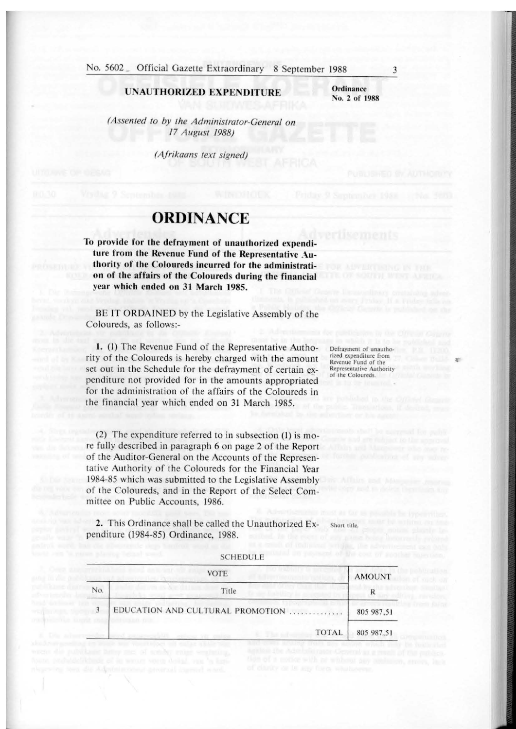UNAUTHORIZED EXPENDITURE

Ordinance No. 2 of 1988

*(Assented to by the Administrator-General on 17 August 1988)*

*(Afrikaans text signed)*

# ORDINANCE

**To provide for the defrayment of unauthorized expenditure from the Revenue Fund of the Representative Authority of the Coloureds incurred for the administration of the affairs of the Coloureds during the financial year which ended on 31 March 1985.**

BE IT ORDAINED by the Legislative Assembly of the Coloureds, as follows:-

*Defrayment of unauthorized expenditure from Revenue Fund of the Representative Authority of the Coloureds.*

**1.** (1) The Revenue Fund of the Representative Authority of the Coloureds is hereby charged with the amount set out in the Schedule for the defrayment of certain expenditure not provided for in the amounts appropriated for the administration of the affairs of the Coloureds in the financial year which ended on 31 March 1985.

(2) The expenditure referred to in subsection (1) is more fully described in paragraph 6 on page 2 of the Report of the Auditor-General on the Accounts of the Representative Authority of the Coloureds for the Financial Year 1984-85 which was submitted to the Legislative Assembly of the Coloureds, and in the Report of the Select Committee on Public Accounts, 1986.

*Short title.*

**2.** This Ordinance shall be called the Unauthorized Expenditure (1984-85) Ordinance, 1988.

SCHEDULE

| VOTE | | AMOUNT |
|---|---|---|
| No. | Title | R |
| 3 | EDUCATION AND CULTURAL PROMOTION .............. | 805 987,51 |
| | TOTAL | 805 987,51 |